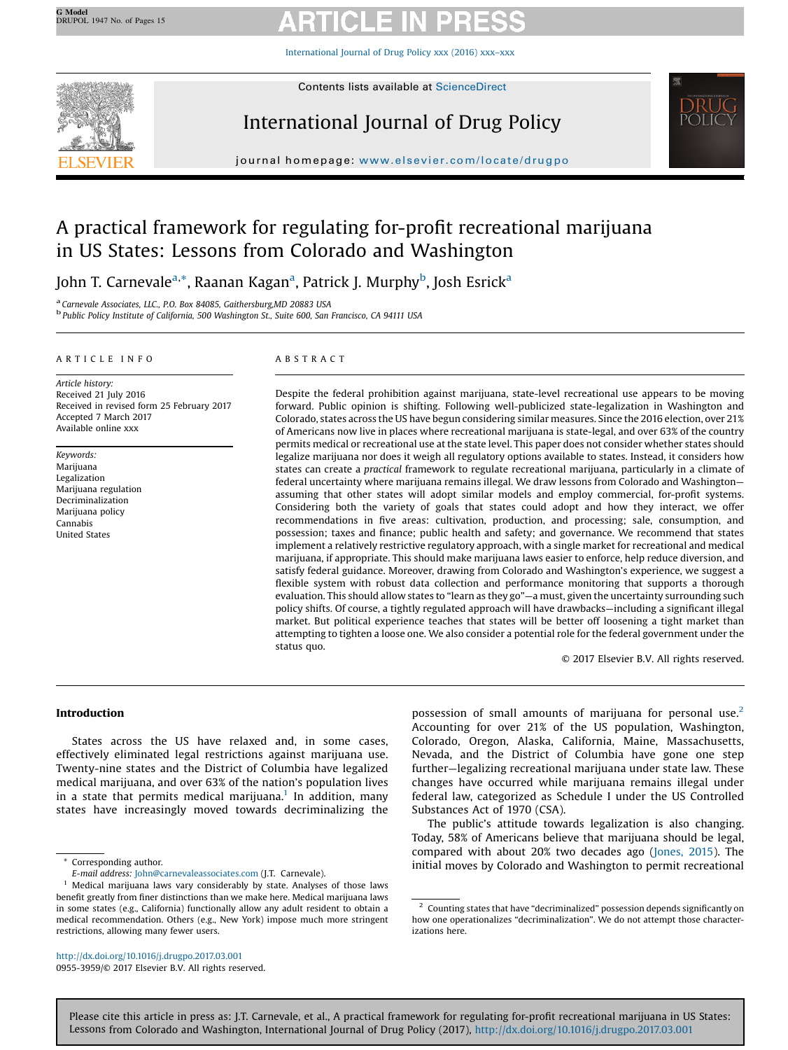# A practical framework for regulating for-profit recreational marijuana in US States: Lessons from Colorado and Washington

John T. Carnevale[a,*], Raanan Kagan[a], Patrick J. Murphy[b], Josh Esrick[a]

[a] Carnevale Associates, LLC., P.O. Box 84085, Gaithersburg,MD 20883 USA
[b] Public Policy Institute of California, 500 Washington St., Suite 600, San Francisco, CA 94111 USA

## ARTICLE INFO

*Article history:*
Received 21 July 2016
Received in revised form 25 February 2017
Accepted 7 March 2017
Available online xxx

*Keywords:*
Marijuana
Legalization
Marijuana regulation
Decriminalization
Marijuana policy
Cannabis
United States

## ABSTRACT

Despite the federal prohibition against marijuana, state-level recreational use appears to be moving forward. Public opinion is shifting. Following well-publicized state-legalization in Washington and Colorado, states across the US have begun considering similar measures. Since the 2016 election, over 21% of Americans now live in places where recreational marijuana is state-legal, and over 63% of the country permits medical or recreational use at the state level. This paper does not consider whether states should legalize marijuana nor does it weigh all regulatory options available to states. Instead, it considers how states can create a *practical* framework to regulate recreational marijuana, particularly in a climate of federal uncertainty where marijuana remains illegal. We draw lessons from Colorado and Washington—assuming that other states will adopt similar models and employ commercial, for-profit systems. Considering both the variety of goals that states could adopt and how they interact, we offer recommendations in five areas: cultivation, production, and processing; sale, consumption, and possession; taxes and finance; public health and safety; and governance. We recommend that states implement a relatively restrictive regulatory approach, with a single market for recreational and medical marijuana, if appropriate. This should make marijuana laws easier to enforce, help reduce diversion, and satisfy federal guidance. Moreover, drawing from Colorado and Washington's experience, we suggest a flexible system with robust data collection and performance monitoring that supports a thorough evaluation. This should allow states to "learn as they go"—a must, given the uncertainty surrounding such policy shifts. Of course, a tightly regulated approach will have drawbacks—including a significant illegal market. But political experience teaches that states will be better off loosening a tight market than attempting to tighten a loose one. We also consider a potential role for the federal government under the status quo.

© 2017 Elsevier B.V. All rights reserved.

## Introduction

States across the US have relaxed and, in some cases, effectively eliminated legal restrictions against marijuana use. Twenty-nine states and the District of Columbia have legalized medical marijuana, and over 63% of the nation's population lives in a state that permits medical marijuana.[1] In addition, many states have increasingly moved towards decriminalizing the possession of small amounts of marijuana for personal use.[2] Accounting for over 21% of the US population, Washington, Colorado, Oregon, Alaska, California, Maine, Massachusetts, Nevada, and the District of Columbia have gone one step further—legalizing recreational marijuana under state law. These changes have occurred while marijuana remains illegal under federal law, categorized as Schedule I under the US Controlled Substances Act of 1970 (CSA).

The public's attitude towards legalization is also changing. Today, 58% of Americans believe that marijuana should be legal, compared with about 20% two decades ago (Jones, 2015). The initial moves by Colorado and Washington to permit recreational

\* Corresponding author.
*E-mail address:* John@carnevaleassociates.com (J.T. Carnevale).

[1] Medical marijuana laws vary considerably by state. Analyses of those laws benefit greatly from finer distinctions than we make here. Medical marijuana laws in some states (e.g., California) functionally allow any adult resident to obtain a medical recommendation. Others (e.g., New York) impose much more stringent restrictions, allowing many fewer users.

[2] Counting states that have "decriminalized" possession depends significantly on how one operationalizes "decriminalization". We do not attempt those characterizations here.

http://dx.doi.org/10.1016/j.drugpo.2017.03.001
0955-3959/© 2017 Elsevier B.V. All rights reserved.

Please cite this article in press as: J.T. Carnevale, et al., A practical framework for regulating for-profit recreational marijuana in US States: Lessons from Colorado and Washington, International Journal of Drug Policy (2017), http://dx.doi.org/10.1016/j.drugpo.2017.03.001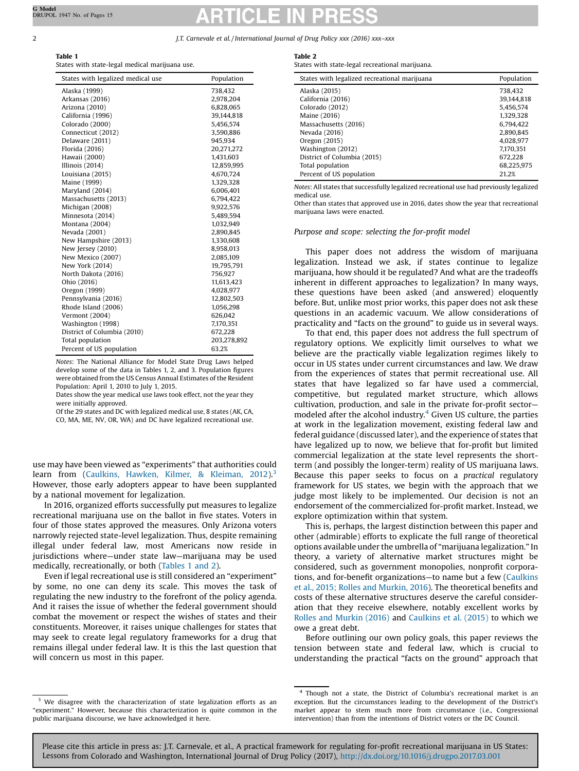**Table 1**
States with state-legal medical marijuana use.

| States with legalized medical use | Population |
|---|---|
| Alaska (1999) | 738,432 |
| Arkansas (2016) | 2,978,204 |
| Arizona (2010) | 6,828,065 |
| California (1996) | 39,144,818 |
| Colorado (2000) | 5,456,574 |
| Connecticut (2012) | 3,590,886 |
| Delaware (2011) | 945,934 |
| Florida (2016) | 20,271,272 |
| Hawaii (2000) | 1,431,603 |
| Illinois (2014) | 12,859,995 |
| Louisiana (2015) | 4,670,724 |
| Maine (1999) | 1,329,328 |
| Maryland (2014) | 6,006,401 |
| Massachusetts (2013) | 6,794,422 |
| Michigan (2008) | 9,922,576 |
| Minnesota (2014) | 5,489,594 |
| Montana (2004) | 1,032,949 |
| Nevada (2001) | 2,890,845 |
| New Hampshire (2013) | 1,330,608 |
| New Jersey (2010) | 8,958,013 |
| New Mexico (2007) | 2,085,109 |
| New York (2014) | 19,795,791 |
| North Dakota (2016) | 756,927 |
| Ohio (2016) | 11,613,423 |
| Oregon (1999) | 4,028,977 |
| Pennsylvania (2016) | 12,802,503 |
| Rhode Island (2006) | 1,056,298 |
| Vermont (2004) | 626,042 |
| Washington (1998) | 7,170,351 |
| District of Columbia (2010) | 672,228 |
| Total population | 203,278,892 |
| Percent of US population | 63.2% |

*Notes*: The National Alliance for Model State Drug Laws helped develop some of the data in Tables 1, 2, and 3. Population figures were obtained from the US Census Annual Estimates of the Resident Population: April 1, 2010 to July 1, 2015.
Dates show the year medical use laws took effect, not the year they were initially approved.
Of the 29 states and DC with legalized medical use, 8 states (AK, CA, CO, MA, ME, NV, OR, WA) and DC have legalized recreational use.

use may have been viewed as "experiments" that authorities could learn from (Caulkins, Hawken, Kilmer, & Kleiman, 2012).[3] However, those early adopters appear to have been supplanted by a national movement for legalization.

In 2016, organized efforts successfully put measures to legalize recreational marijuana use on the ballot in five states. Voters in four of those states approved the measures. Only Arizona voters narrowly rejected state-level legalization. Thus, despite remaining illegal under federal law, most Americans now reside in jurisdictions where—under state law—marijuana may be used medically, recreationally, or both (Tables 1 and 2).

Even if legal recreational use is still considered an "experiment" by some, no one can deny its scale. This moves the task of regulating the new industry to the forefront of the policy agenda. And it raises the issue of whether the federal government should combat the movement or respect the wishes of states and their constituents. Moreover, it raises unique challenges for states that may seek to create legal regulatory frameworks for a drug that remains illegal under federal law. It is this the last question that will concern us most in this paper.

**Table 2**
States with state-legal recreational marijuana.

| States with legalized recreational marijuana | Population |
|---|---|
| Alaska (2015) | 738,432 |
| California (2016) | 39,144,818 |
| Colorado (2012) | 5,456,574 |
| Maine (2016) | 1,329,328 |
| Massachusetts (2016) | 6,794,422 |
| Nevada (2016) | 2,890,845 |
| Oregon (2015) | 4,028,977 |
| Washington (2012) | 7,170,351 |
| District of Columbia (2015) | 672,228 |
| Total population | 68,225,975 |
| Percent of US population | 21.2% |

*Notes*: All states that successfully legalized recreational use had previously legalized medical use.
Other than states that approved use in 2016, dates show the year that recreational marijuana laws were enacted.

*Purpose and scope: selecting the for-profit model*

This paper does not address the wisdom of marijuana legalization. Instead we ask, if states continue to legalize marijuana, how should it be regulated? And what are the tradeoffs inherent in different approaches to legalization? In many ways, these questions have been asked (and answered) eloquently before. But, unlike most prior works, this paper does not ask these questions in an academic vacuum. We allow considerations of practicality and "facts on the ground" to guide us in several ways.

To that end, this paper does not address the full spectrum of regulatory options. We explicitly limit ourselves to what we believe are the practically viable legalization regimes likely to occur in US states under current circumstances and law. We draw from the experiences of states that permit recreational use. All states that have legalized so far have used a commercial, competitive, but regulated market structure, which allows cultivation, production, and sale in the private for-profit sector—modeled after the alcohol industry.[4] Given US culture, the parties at work in the legalization movement, existing federal law and federal guidance (discussed later), and the experience of states that have legalized up to now, we believe that for-profit but limited commercial legalization at the state level represents the short-term (and possibly the longer-term) reality of US marijuana laws. Because this paper seeks to focus on a *practical* regulatory framework for US states, we begin with the approach that we judge most likely to be implemented. Our decision is not an endorsement of the commercialized for-profit market. Instead, we explore optimization within that system.

This is, perhaps, the largest distinction between this paper and other (admirable) efforts to explicate the full range of theoretical options available under the umbrella of "marijuana legalization." In theory, a variety of alternative market structures might be considered, such as government monopolies, nonprofit corporations, and for-benefit organizations—to name but a few (Caulkins et al., 2015; Rolles and Murkin, 2016). The theoretical benefits and costs of these alternative structures deserve the careful consideration that they receive elsewhere, notably excellent works by Rolles and Murkin (2016) and Caulkins et al. (2015) to which we owe a great debt.

Before outlining our own policy goals, this paper reviews the tension between state and federal law, which is crucial to understanding the practical "facts on the ground" approach that

[3] We disagree with the characterization of state legalization efforts as an "experiment." However, because this characterization is quite common in the public marijuana discourse, we have acknowledged it here.

[4] Though not a state, the District of Columbia's recreational market is an exception. But the circumstances leading to the development of the District's market appear to stem much more from circumstance (i.e., Congressional intervention) than from the intentions of District voters or the DC Council.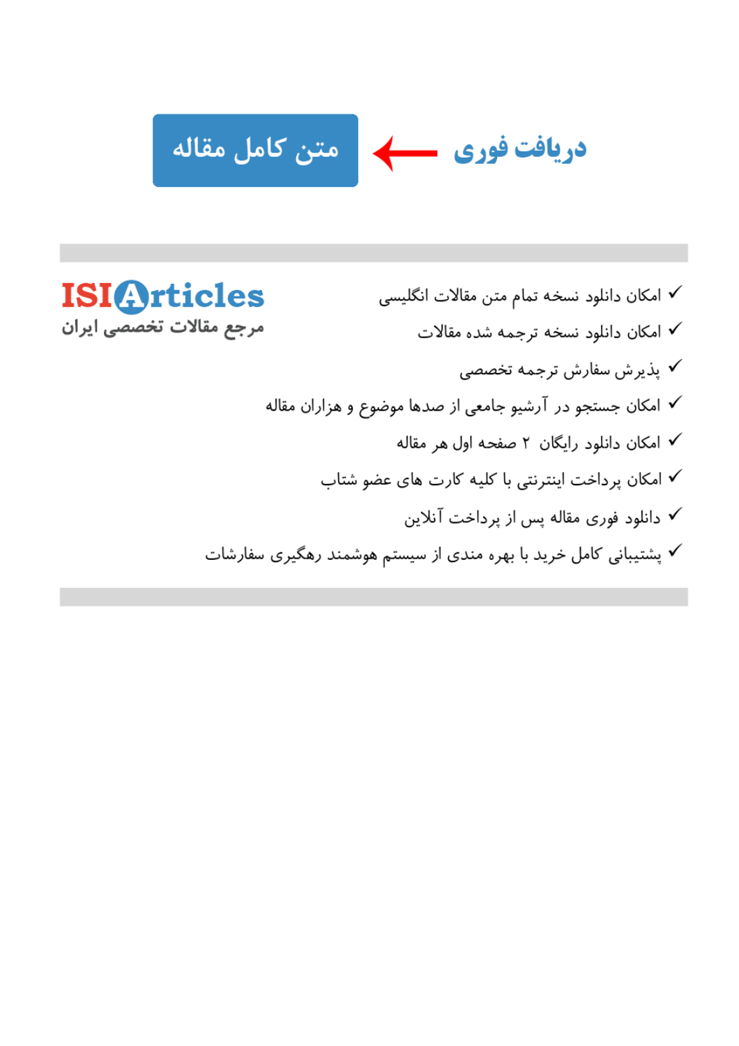دریافت فوری ← **متن کامل مقاله**

**ISIArticles**
مرجع مقالات تخصصی ایران

- ✓ امکان دانلود نسخه تمام متن مقالات انگلیسی
- ✓ امکان دانلود نسخه ترجمه شده مقالات
- ✓ پذیرش سفارش ترجمه تخصصی
- ✓ امکان جستجو در آرشیو جامعی از صدها موضوع و هزاران مقاله
- ✓ امکان دانلود رایگان ۲ صفحه اول هر مقاله
- ✓ امکان پرداخت اینترنتی با کلیه کارت های عضو شتاب
- ✓ دانلود فوری مقاله پس از پرداخت آنلاین
- ✓ پشتیبانی کامل خرید با بهره مندی از سیستم هوشمند رهگیری سفارشات